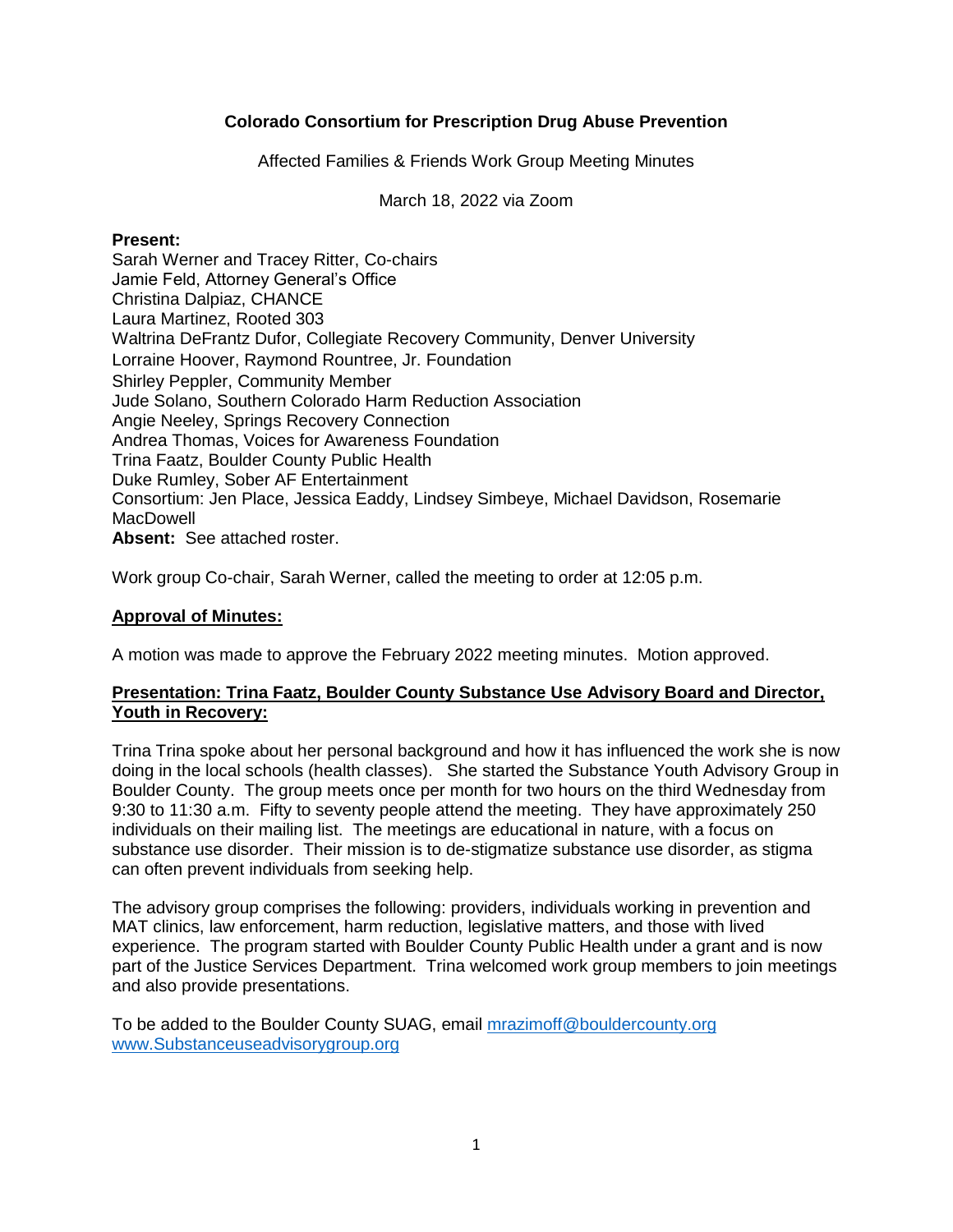**Colorado Consortium for Prescription Drug Abuse Prevention**

Affected Families & Friends Work Group Meeting Minutes

March 18, 2022 via Zoom

**Present:**
Sarah Werner and Tracey Ritter, Co-chairs
Jamie Feld, Attorney General's Office
Christina Dalpiaz, CHANCE
Laura Martinez, Rooted 303
Waltrina DeFrantz Dufor, Collegiate Recovery Community, Denver University
Lorraine Hoover, Raymond Rountree, Jr. Foundation
Shirley Peppler, Community Member
Jude Solano, Southern Colorado Harm Reduction Association
Angie Neeley, Springs Recovery Connection
Andrea Thomas, Voices for Awareness Foundation
Trina Faatz, Boulder County Public Health
Duke Rumley, Sober AF Entertainment
Consortium: Jen Place, Jessica Eaddy, Lindsey Simbeye, Michael Davidson, Rosemarie MacDowell
**Absent:** See attached roster.

Work group Co-chair, Sarah Werner, called the meeting to order at 12:05 p.m.

**Approval of Minutes:**

A motion was made to approve the February 2022 meeting minutes. Motion approved.

**Presentation: Trina Faatz, Boulder County Substance Use Advisory Board and Director, Youth in Recovery:**

Trina Trina spoke about her personal background and how it has influenced the work she is now doing in the local schools (health classes). She started the Substance Youth Advisory Group in Boulder County. The group meets once per month for two hours on the third Wednesday from 9:30 to 11:30 a.m. Fifty to seventy people attend the meeting. They have approximately 250 individuals on their mailing list. The meetings are educational in nature, with a focus on substance use disorder. Their mission is to de-stigmatize substance use disorder, as stigma can often prevent individuals from seeking help.

The advisory group comprises the following: providers, individuals working in prevention and MAT clinics, law enforcement, harm reduction, legislative matters, and those with lived experience. The program started with Boulder County Public Health under a grant and is now part of the Justice Services Department. Trina welcomed work group members to join meetings and also provide presentations.

To be added to the Boulder County SUAG, email mrazimoff@bouldercounty.org
www.Substanceuseadvisorygroup.org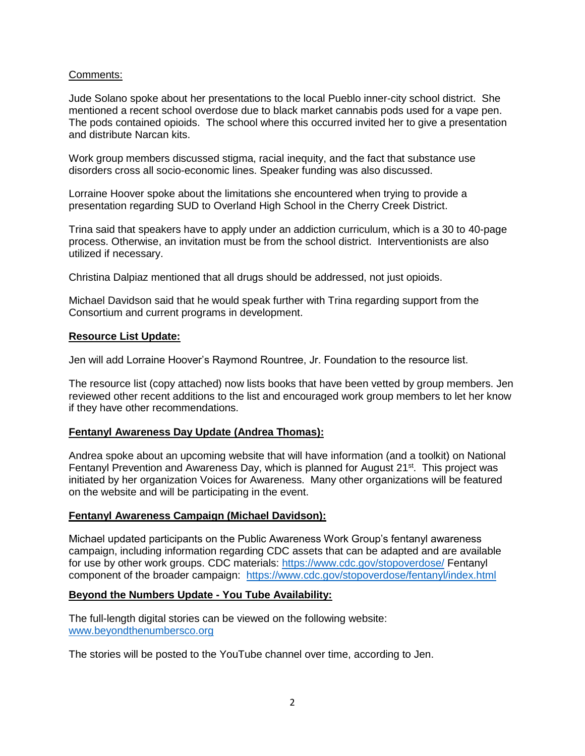Comments:

Jude Solano spoke about her presentations to the local Pueblo inner-city school district. She mentioned a recent school overdose due to black market cannabis pods used for a vape pen. The pods contained opioids. The school where this occurred invited her to give a presentation and distribute Narcan kits.

Work group members discussed stigma, racial inequity, and the fact that substance use disorders cross all socio-economic lines. Speaker funding was also discussed.

Lorraine Hoover spoke about the limitations she encountered when trying to provide a presentation regarding SUD to Overland High School in the Cherry Creek District.

Trina said that speakers have to apply under an addiction curriculum, which is a 30 to 40-page process. Otherwise, an invitation must be from the school district. Interventionists are also utilized if necessary.

Christina Dalpiaz mentioned that all drugs should be addressed, not just opioids.

Michael Davidson said that he would speak further with Trina regarding support from the Consortium and current programs in development.

**Resource List Update:**

Jen will add Lorraine Hoover's Raymond Rountree, Jr. Foundation to the resource list.

The resource list (copy attached) now lists books that have been vetted by group members. Jen reviewed other recent additions to the list and encouraged work group members to let her know if they have other recommendations.

**Fentanyl Awareness Day Update (Andrea Thomas):**

Andrea spoke about an upcoming website that will have information (and a toolkit) on National Fentanyl Prevention and Awareness Day, which is planned for August 21st. This project was initiated by her organization Voices for Awareness. Many other organizations will be featured on the website and will be participating in the event.

**Fentanyl Awareness Campaign (Michael Davidson):**

Michael updated participants on the Public Awareness Work Group's fentanyl awareness campaign, including information regarding CDC assets that can be adapted and are available for use by other work groups. CDC materials: https://www.cdc.gov/stopoverdose/ Fentanyl component of the broader campaign: https://www.cdc.gov/stopoverdose/fentanyl/index.html

**Beyond the Numbers Update - You Tube Availability:**

The full-length digital stories can be viewed on the following website: www.beyondthenumbersco.org

The stories will be posted to the YouTube channel over time, according to Jen.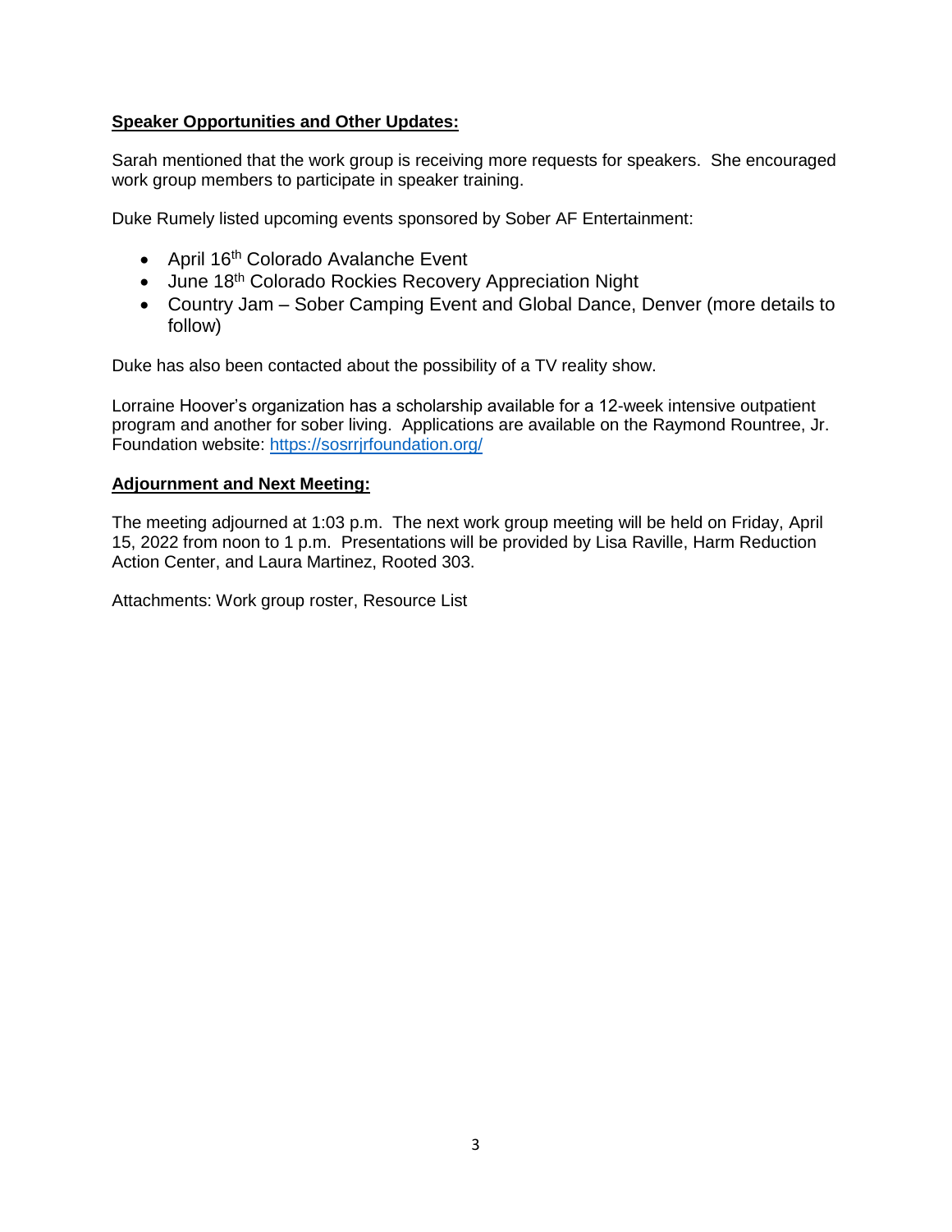**Speaker Opportunities and Other Updates:**

Sarah mentioned that the work group is receiving more requests for speakers. She encouraged work group members to participate in speaker training.

Duke Rumely listed upcoming events sponsored by Sober AF Entertainment:

- April 16th Colorado Avalanche Event
- June 18th Colorado Rockies Recovery Appreciation Night
- Country Jam – Sober Camping Event and Global Dance, Denver (more details to follow)

Duke has also been contacted about the possibility of a TV reality show.

Lorraine Hoover's organization has a scholarship available for a 12-week intensive outpatient program and another for sober living. Applications are available on the Raymond Rountree, Jr. Foundation website: https://sosrrjrfoundation.org/

**Adjournment and Next Meeting:**

The meeting adjourned at 1:03 p.m. The next work group meeting will be held on Friday, April 15, 2022 from noon to 1 p.m. Presentations will be provided by Lisa Raville, Harm Reduction Action Center, and Laura Martinez, Rooted 303.

Attachments: Work group roster, Resource List